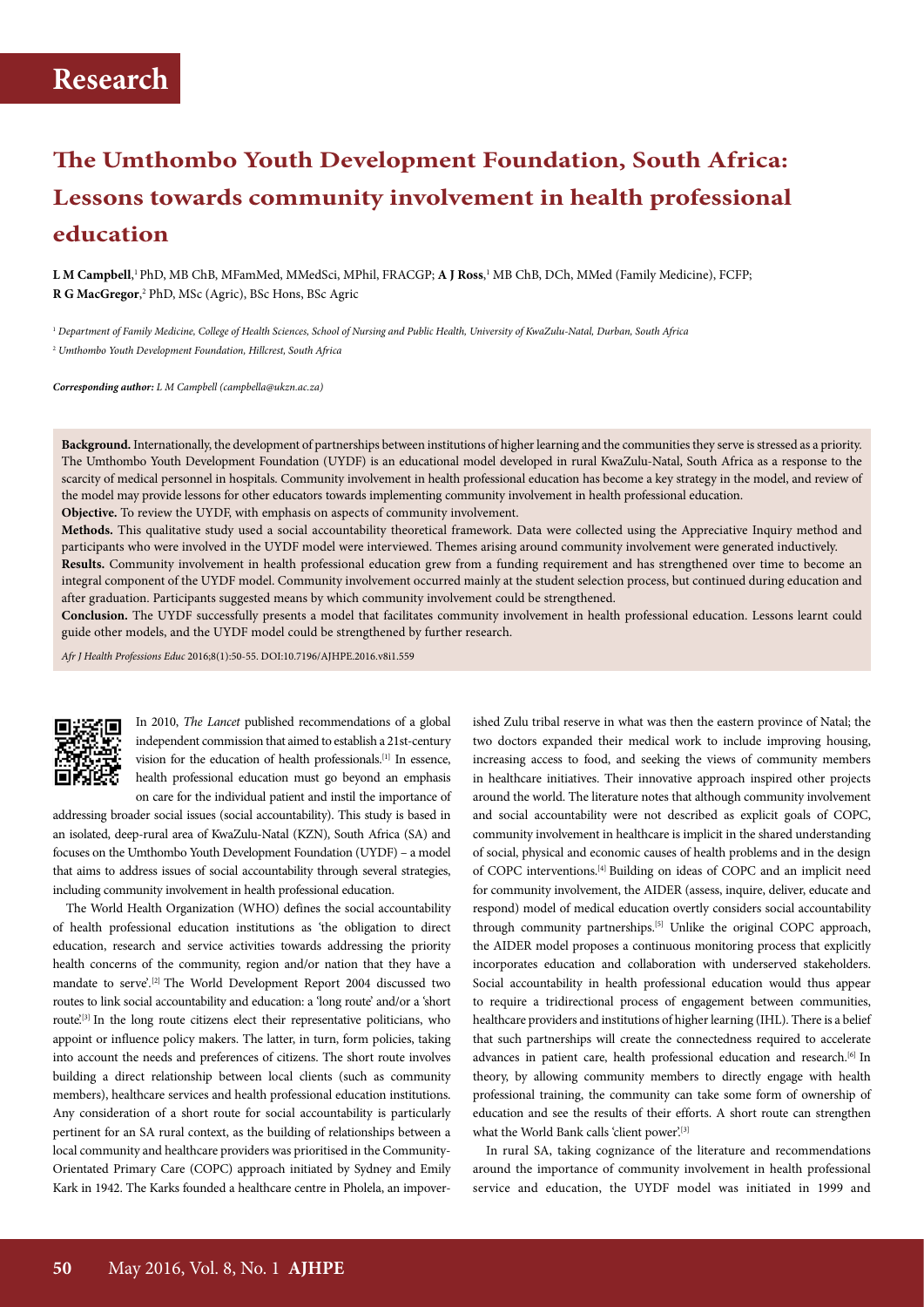# Research

# The Umthombo Youth Development Foundation, South Africa: Lessons towards community involvement in health professional education

**L M Campbell**,[1] PhD, MB ChB, MFamMed, MMedSci, MPhil, FRACGP; **A J Ross**,[1] MB ChB, DCh, MMed (Family Medicine), FCFP; **R G MacGregor**,[2] PhD, MSc (Agric), BSc Hons, BSc Agric

[1] *Department of Family Medicine, College of Health Sciences, School of Nursing and Public Health, University of KwaZulu-Natal, Durban, South Africa*

[2] *Umthombo Youth Development Foundation, Hillcrest, South Africa*

***Corresponding author:** L M Campbell (campbella@ukzn.ac.za)*

**Background.** Internationally, the development of partnerships between institutions of higher learning and the communities they serve is stressed as a priority. The Umthombo Youth Development Foundation (UYDF) is an educational model developed in rural KwaZulu-Natal, South Africa as a response to the scarcity of medical personnel in hospitals. Community involvement in health professional education has become a key strategy in the model, and review of the model may provide lessons for other educators towards implementing community involvement in health professional education.

**Objective.** To review the UYDF, with emphasis on aspects of community involvement.

**Methods.** This qualitative study used a social accountability theoretical framework. Data were collected using the Appreciative Inquiry method and participants who were involved in the UYDF model were interviewed. Themes arising around community involvement were generated inductively.

**Results.** Community involvement in health professional education grew from a funding requirement and has strengthened over time to become an integral component of the UYDF model. Community involvement occurred mainly at the student selection process, but continued during education and after graduation. Participants suggested means by which community involvement could be strengthened.

**Conclusion.** The UYDF successfully presents a model that facilitates community involvement in health professional education. Lessons learnt could guide other models, and the UYDF model could be strengthened by further research.

*Afr J Health Professions Educ* 2016;8(1):50-55. DOI:10.7196/AJHPE.2016.v8i1.559

In 2010, *The Lancet* published recommendations of a global independent commission that aimed to establish a 21st-century vision for the education of health professionals.[1] In essence, health professional education must go beyond an emphasis on care for the individual patient and instil the importance of addressing broader social issues (social accountability). This study is based in an isolated, deep-rural area of KwaZulu-Natal (KZN), South Africa (SA) and focuses on the Umthombo Youth Development Foundation (UYDF) – a model that aims to address issues of social accountability through several strategies, including community involvement in health professional education.

The World Health Organization (WHO) defines the social accountability of health professional education institutions as 'the obligation to direct education, research and service activities towards addressing the priority health concerns of the community, region and/or nation that they have a mandate to serve'.[2] The World Development Report 2004 discussed two routes to link social accountability and education: a 'long route' and/or a 'short route'.[3] In the long route citizens elect their representative politicians, who appoint or influence policy makers. The latter, in turn, form policies, taking into account the needs and preferences of citizens. The short route involves building a direct relationship between local clients (such as community members), healthcare services and health professional education institutions. Any consideration of a short route for social accountability is particularly pertinent for an SA rural context, as the building of relationships between a local community and healthcare providers was prioritised in the Community-Orientated Primary Care (COPC) approach initiated by Sydney and Emily Kark in 1942. The Karks founded a healthcare centre in Pholela, an impoverished Zulu tribal reserve in what was then the eastern province of Natal; the two doctors expanded their medical work to include improving housing, increasing access to food, and seeking the views of community members in healthcare initiatives. Their innovative approach inspired other projects around the world. The literature notes that although community involvement and social accountability were not described as explicit goals of COPC, community involvement in healthcare is implicit in the shared understanding of social, physical and economic causes of health problems and in the design of COPC interventions.[4] Building on ideas of COPC and an implicit need for community involvement, the AIDER (assess, inquire, deliver, educate and respond) model of medical education overtly considers social accountability through community partnerships.[5] Unlike the original COPC approach, the AIDER model proposes a continuous monitoring process that explicitly incorporates education and collaboration with underserved stakeholders. Social accountability in health professional education would thus appear to require a tridirectional process of engagement between communities, healthcare providers and institutions of higher learning (IHL). There is a belief that such partnerships will create the connectedness required to accelerate advances in patient care, health professional education and research.[6] In theory, by allowing community members to directly engage with health professional training, the community can take some form of ownership of education and see the results of their efforts. A short route can strengthen what the World Bank calls 'client power'.[3]

In rural SA, taking cognizance of the literature and recommendations around the importance of community involvement in health professional service and education, the UYDF model was initiated in 1999 and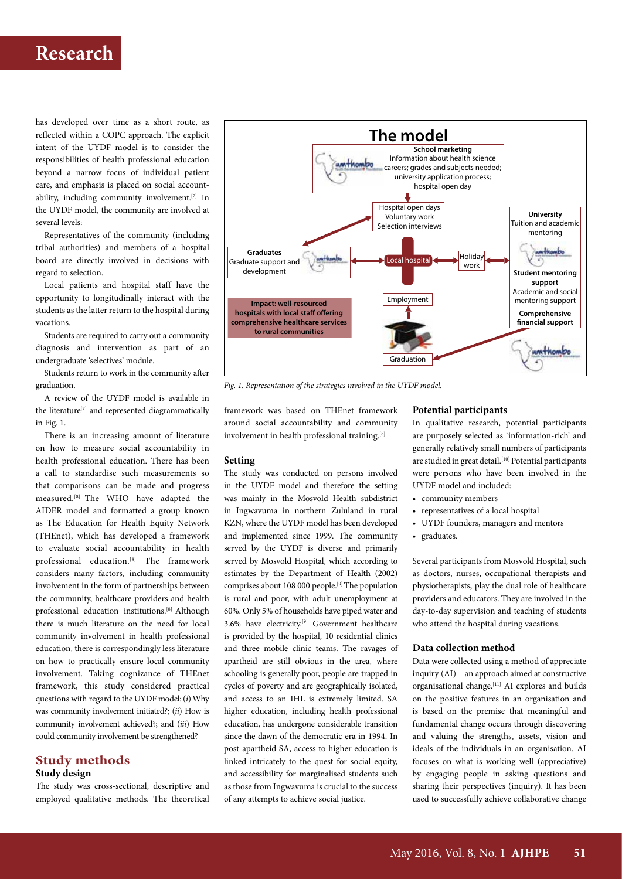has developed over time as a short route, as reflected within a COPC approach. The explicit intent of the UYDF model is to consider the responsibilities of health professional education beyond a narrow focus of individual patient care, and emphasis is placed on social accountability, including community involvement.[7] In the UYDF model, the community are involved at several levels:

Representatives of the community (including tribal authorities) and members of a hospital board are directly involved in decisions with regard to selection.

Local patients and hospital staff have the opportunity to longitudinally interact with the students as the latter return to the hospital during vacations.

Students are required to carry out a community diagnosis and intervention as part of an undergraduate 'selectives' module.

Students return to work in the community after graduation.

A review of the UYDF model is available in the literature[7] and represented diagrammatically in Fig. 1.

There is an increasing amount of literature on how to measure social accountability in health professional education. There has been a call to standardise such measurements so that comparisons can be made and progress measured.[8] The WHO have adapted the AIDER model and formatted a group known as The Education for Health Equity Network (THEnet), which has developed a framework to evaluate social accountability in health professional education.[8] The framework considers many factors, including community involvement in the form of partnerships between the community, healthcare providers and health professional education institutions.[8] Although there is much literature on the need for local community involvement in health professional education, there is correspondingly less literature on how to practically ensure local community involvement. Taking cognizance of THEnet framework, this study considered practical questions with regard to the UYDF model: (*i*) Why was community involvement initiated?; (*ii*) How is community involvement achieved?; and (*iii*) How could community involvement be strengthened?

The model

School marketing
Information about health science careers; grades and subjects needed; university application process; hospital open day

Hospital open days
Voluntary work
Selection interviews

University
Tuition and academic mentoring

Graduates
Graduate support and development

Local hospital

Holiday work

Student mentoring support
Academic and social mentoring support

Comprehensive financial support

Employment

Impact: well-resourced hospitals with local staff offering comprehensive healthcare services to rural communities

Graduation

*Fig. 1. Representation of the strategies involved in the UYDF model.*

## Study methods

### Study design

The study was cross-sectional, descriptive and employed qualitative methods. The theoretical framework was based on THEnet framework around social accountability and community involvement in health professional training.[8]

### Setting

The study was conducted on persons involved in the UYDF model and therefore the setting was mainly in the Mosvold Health subdistrict in Ingwavuma in northern Zululand in rural KZN, where the UYDF model has been developed and implemented since 1999. The community served by the UYDF is diverse and primarily served by Mosvold Hospital, which according to estimates by the Department of Health (2002) comprises about 108 000 people.[9] The population is rural and poor, with adult unemployment at 60%. Only 5% of households have piped water and 3.6% have electricity.[9] Government healthcare is provided by the hospital, 10 residential clinics and three mobile clinic teams. The ravages of apartheid are still obvious in the area, where schooling is generally poor, people are trapped in cycles of poverty and are geographically isolated, and access to an IHL is extremely limited. SA higher education, including health professional education, has undergone considerable transition since the dawn of the democratic era in 1994. In post-apartheid SA, access to higher education is linked intricately to the quest for social equity, and accessibility for marginalised students such as those from Ingwavuma is crucial to the success of any attempts to achieve social justice.

### Potential participants

In qualitative research, potential participants are purposely selected as 'information-rich' and generally relatively small numbers of participants are studied in great detail.[10] Potential participants were persons who have been involved in the UYDF model and included:

- community members
- representatives of a local hospital
- UYDF founders, managers and mentors
- graduates.

Several participants from Mosvold Hospital, such as doctors, nurses, occupational therapists and physiotherapists, play the dual role of healthcare providers and educators. They are involved in the day-to-day supervision and teaching of students who attend the hospital during vacations.

### Data collection method

Data were collected using a method of appreciate inquiry (AI) – an approach aimed at constructive organisational change.[11] AI explores and builds on the positive features in an organisation and is based on the premise that meaningful and fundamental change occurs through discovering and valuing the strengths, assets, vision and ideals of the individuals in an organisation. AI focuses on what is working well (appreciative) by engaging people in asking questions and sharing their perspectives (inquiry). It has been used to successfully achieve collaborative change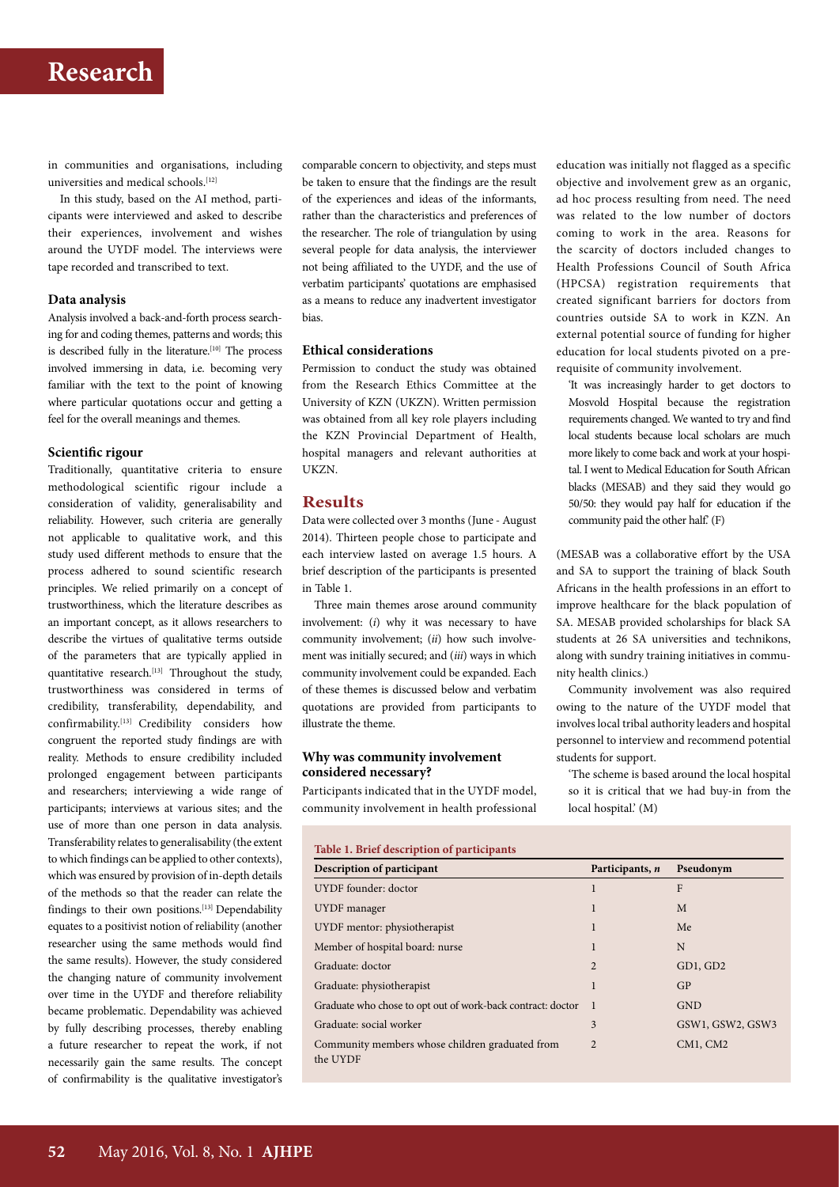in communities and organisations, including universities and medical schools.[12]

In this study, based on the AI method, participants were interviewed and asked to describe their experiences, involvement and wishes around the UYDF model. The interviews were tape recorded and transcribed to text.

### Data analysis

Analysis involved a back-and-forth process searching for and coding themes, patterns and words; this is described fully in the literature.[10] The process involved immersing in data, i.e. becoming very familiar with the text to the point of knowing where particular quotations occur and getting a feel for the overall meanings and themes.

### Scientific rigour

Traditionally, quantitative criteria to ensure methodological scientific rigour include a consideration of validity, generalisability and reliability. However, such criteria are generally not applicable to qualitative work, and this study used different methods to ensure that the process adhered to sound scientific research principles. We relied primarily on a concept of trustworthiness, which the literature describes as an important concept, as it allows researchers to describe the virtues of qualitative terms outside of the parameters that are typically applied in quantitative research.[13] Throughout the study, trustworthiness was considered in terms of credibility, transferability, dependability, and confirmability.[13] Credibility considers how congruent the reported study findings are with reality. Methods to ensure credibility included prolonged engagement between participants and researchers; interviewing a wide range of participants; interviews at various sites; and the use of more than one person in data analysis. Transferability relates to generalisability (the extent to which findings can be applied to other contexts), which was ensured by provision of in-depth details of the methods so that the reader can relate the findings to their own positions.[13] Dependability equates to a positivist notion of reliability (another researcher using the same methods would find the same results). However, the study considered the changing nature of community involvement over time in the UYDF and therefore reliability became problematic. Dependability was achieved by fully describing processes, thereby enabling a future researcher to repeat the work, if not necessarily gain the same results. The concept of confirmability is the qualitative investigator's comparable concern to objectivity, and steps must be taken to ensure that the findings are the result of the experiences and ideas of the informants, rather than the characteristics and preferences of the researcher. The role of triangulation by using several people for data analysis, the interviewer not being affiliated to the UYDF, and the use of verbatim participants' quotations are emphasised as a means to reduce any inadvertent investigator bias.

### Ethical considerations

Permission to conduct the study was obtained from the Research Ethics Committee at the University of KZN (UKZN). Written permission was obtained from all key role players including the KZN Provincial Department of Health, hospital managers and relevant authorities at UKZN.

## Results

Data were collected over 3 months (June - August 2014). Thirteen people chose to participate and each interview lasted on average 1.5 hours. A brief description of the participants is presented in Table 1.

Three main themes arose around community involvement: (*i*) why it was necessary to have community involvement; (*ii*) how such involvement was initially secured; and (*iii*) ways in which community involvement could be expanded. Each of these themes is discussed below and verbatim quotations are provided from participants to illustrate the theme.

### Why was community involvement considered necessary?

Participants indicated that in the UYDF model, community involvement in health professional education was initially not flagged as a specific objective and involvement grew as an organic, ad hoc process resulting from need. The need was related to the low number of doctors coming to work in the area. Reasons for the scarcity of doctors included changes to Health Professions Council of South Africa (HPCSA) registration requirements that created significant barriers for doctors from countries outside SA to work in KZN. An external potential source of funding for higher education for local students pivoted on a prerequisite of community involvement.

> 'It was increasingly harder to get doctors to Mosvold Hospital because the registration requirements changed. We wanted to try and find local students because local scholars are much more likely to come back and work at your hospital. I went to Medical Education for South African blacks (MESAB) and they said they would go 50/50: they would pay half for education if the community paid the other half.' (F)

(MESAB was a collaborative effort by the USA and SA to support the training of black South Africans in the health professions in an effort to improve healthcare for the black population of SA. MESAB provided scholarships for black SA students at 26 SA universities and technikons, along with sundry training initiatives in community health clinics.)

Community involvement was also required owing to the nature of the UYDF model that involves local tribal authority leaders and hospital personnel to interview and recommend potential students for support.

> 'The scheme is based around the local hospital so it is critical that we had buy-in from the local hospital.' (M)

**Table 1. Brief description of participants**

| Description of participant | Participants, *n* | Pseudonym |
|---|---|---|
| UYDF founder: doctor | 1 | F |
| UYDF manager | 1 | M |
| UYDF mentor: physiotherapist | 1 | Me |
| Member of hospital board: nurse | 1 | N |
| Graduate: doctor | 2 | GD1, GD2 |
| Graduate: physiotherapist | 1 | GP |
| Graduate who chose to opt out of work-back contract: doctor | 1 | GND |
| Graduate: social worker | 3 | GSW1, GSW2, GSW3 |
| Community members whose children graduated from the UYDF | 2 | CM1, CM2 |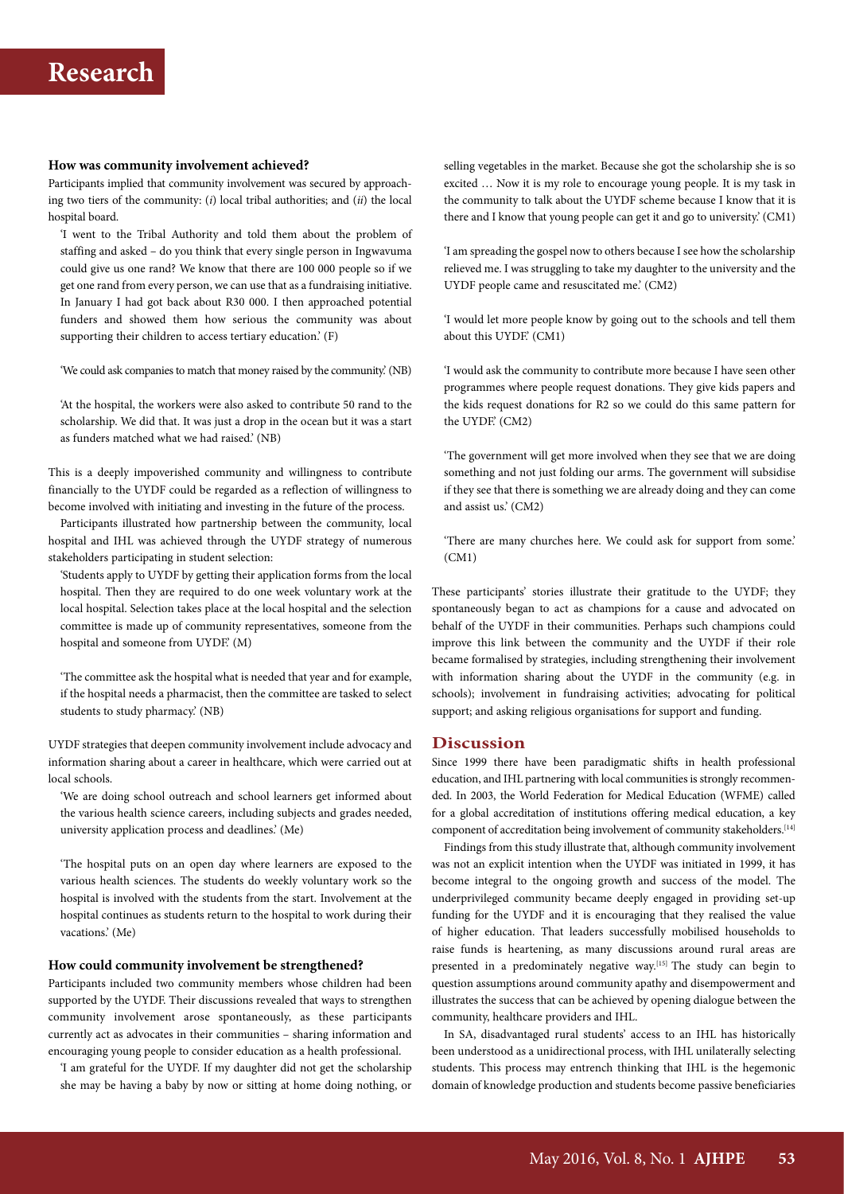### How was community involvement achieved?

Participants implied that community involvement was secured by approaching two tiers of the community: (*i*) local tribal authorities; and (*ii*) the local hospital board.

> 'I went to the Tribal Authority and told them about the problem of staffing and asked – do you think that every single person in Ingwavuma could give us one rand? We know that there are 100 000 people so if we get one rand from every person, we can use that as a fundraising initiative. In January I had got back about R30 000. I then approached potential funders and showed them how serious the community was about supporting their children to access tertiary education.' (F)

> 'We could ask companies to match that money raised by the community.' (NB)

> 'At the hospital, the workers were also asked to contribute 50 rand to the scholarship. We did that. It was just a drop in the ocean but it was a start as funders matched what we had raised.' (NB)

This is a deeply impoverished community and willingness to contribute financially to the UYDF could be regarded as a reflection of willingness to become involved with initiating and investing in the future of the process.

Participants illustrated how partnership between the community, local hospital and IHL was achieved through the UYDF strategy of numerous stakeholders participating in student selection:

> 'Students apply to UYDF by getting their application forms from the local hospital. Then they are required to do one week voluntary work at the local hospital. Selection takes place at the local hospital and the selection committee is made up of community representatives, someone from the hospital and someone from UYDF.' (M)

> 'The committee ask the hospital what is needed that year and for example, if the hospital needs a pharmacist, then the committee are tasked to select students to study pharmacy.' (NB)

UYDF strategies that deepen community involvement include advocacy and information sharing about a career in healthcare, which were carried out at local schools.

> 'We are doing school outreach and school learners get informed about the various health science careers, including subjects and grades needed, university application process and deadlines.' (Me)

> 'The hospital puts on an open day where learners are exposed to the various health sciences. The students do weekly voluntary work so the hospital is involved with the students from the start. Involvement at the hospital continues as students return to the hospital to work during their vacations.' (Me)

### How could community involvement be strengthened?

Participants included two community members whose children had been supported by the UYDF. Their discussions revealed that ways to strengthen community involvement arose spontaneously, as these participants currently act as advocates in their communities – sharing information and encouraging young people to consider education as a health professional.

> 'I am grateful for the UYDF. If my daughter did not get the scholarship she may be having a baby by now or sitting at home doing nothing, or selling vegetables in the market. Because she got the scholarship she is so excited … Now it is my role to encourage young people. It is my task in the community to talk about the UYDF scheme because I know that it is there and I know that young people can get it and go to university.' (CM1)

> 'I am spreading the gospel now to others because I see how the scholarship relieved me. I was struggling to take my daughter to the university and the UYDF people came and resuscitated me.' (CM2)

> 'I would let more people know by going out to the schools and tell them about this UYDF.' (CM1)

> 'I would ask the community to contribute more because I have seen other programmes where people request donations. They give kids papers and the kids request donations for R2 so we could do this same pattern for the UYDF.' (CM2)

> 'The government will get more involved when they see that we are doing something and not just folding our arms. The government will subsidise if they see that there is something we are already doing and they can come and assist us.' (CM2)

> 'There are many churches here. We could ask for support from some.' (CM1)

These participants' stories illustrate their gratitude to the UYDF; they spontaneously began to act as champions for a cause and advocated on behalf of the UYDF in their communities. Perhaps such champions could improve this link between the community and the UYDF if their role became formalised by strategies, including strengthening their involvement with information sharing about the UYDF in the community (e.g. in schools); involvement in fundraising activities; advocating for political support; and asking religious organisations for support and funding.

## Discussion

Since 1999 there have been paradigmatic shifts in health professional education, and IHL partnering with local communities is strongly recommended. In 2003, the World Federation for Medical Education (WFME) called for a global accreditation of institutions offering medical education, a key component of accreditation being involvement of community stakeholders.[14]

Findings from this study illustrate that, although community involvement was not an explicit intention when the UYDF was initiated in 1999, it has become integral to the ongoing growth and success of the model. The underprivileged community became deeply engaged in providing set-up funding for the UYDF and it is encouraging that they realised the value of higher education. That leaders successfully mobilised households to raise funds is heartening, as many discussions around rural areas are presented in a predominately negative way.[15] The study can begin to question assumptions around community apathy and disempowerment and illustrates the success that can be achieved by opening dialogue between the community, healthcare providers and IHL.

In SA, disadvantaged rural students' access to an IHL has historically been understood as a unidirectional process, with IHL unilaterally selecting students. This process may entrench thinking that IHL is the hegemonic domain of knowledge production and students become passive beneficiaries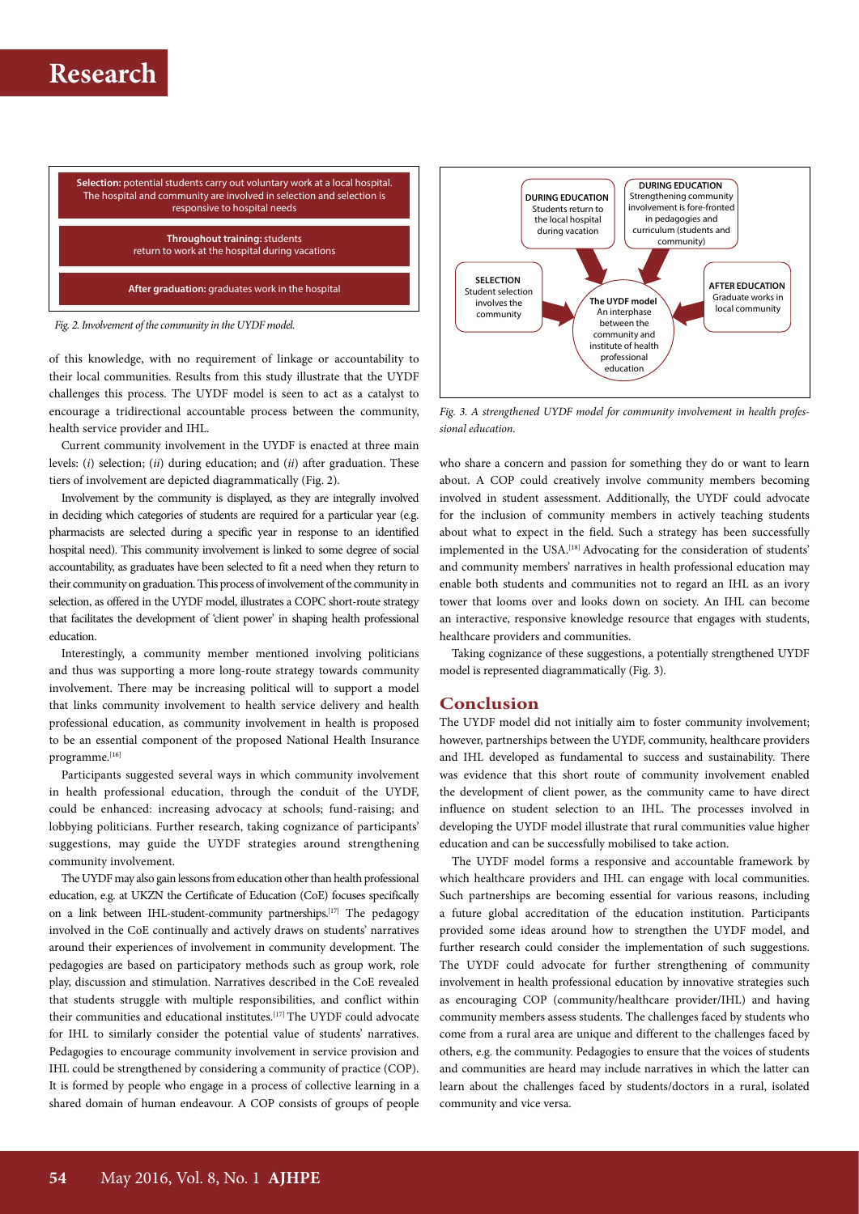**Selection:** potential students carry out voluntary work at a local hospital. The hospital and community are involved in selection and selection is responsive to hospital needs

**Throughout training:** students return to work at the hospital during vacations

**After graduation:** graduates work in the hospital

*Fig. 2. Involvement of the community in the UYDF model.*

of this knowledge, with no requirement of linkage or accountability to their local communities. Results from this study illustrate that the UYDF challenges this process. The UYDF model is seen to act as a catalyst to encourage a tridirectional accountable process between the community, health service provider and IHL.

Current community involvement in the UYDF is enacted at three main levels: (*i*) selection; (*ii*) during education; and (*ii*) after graduation. These tiers of involvement are depicted diagrammatically (Fig. 2).

Involvement by the community is displayed, as they are integrally involved in deciding which categories of students are required for a particular year (e.g. pharmacists are selected during a specific year in response to an identified hospital need). This community involvement is linked to some degree of social accountability, as graduates have been selected to fit a need when they return to their community on graduation. This process of involvement of the community in selection, as offered in the UYDF model, illustrates a COPC short-route strategy that facilitates the development of 'client power' in shaping health professional education.

Interestingly, a community member mentioned involving politicians and thus was supporting a more long-route strategy towards community involvement. There may be increasing political will to support a model that links community involvement to health service delivery and health professional education, as community involvement in health is proposed to be an essential component of the proposed National Health Insurance programme.[16]

Participants suggested several ways in which community involvement in health professional education, through the conduit of the UYDF, could be enhanced: increasing advocacy at schools; fund-raising; and lobbying politicians. Further research, taking cognizance of participants' suggestions, may guide the UYDF strategies around strengthening community involvement.

The UYDF may also gain lessons from education other than health professional education, e.g. at UKZN the Certificate of Education (CoE) focuses specifically on a link between IHL-student-community partnerships.[17] The pedagogy involved in the CoE continually and actively draws on students' narratives around their experiences of involvement in community development. The pedagogies are based on participatory methods such as group work, role play, discussion and stimulation. Narratives described in the CoE revealed that students struggle with multiple responsibilities, and conflict within their communities and educational institutes.[17] The UYDF could advocate for IHL to similarly consider the potential value of students' narratives. Pedagogies to encourage community involvement in service provision and IHL could be strengthened by considering a community of practice (COP). It is formed by people who engage in a process of collective learning in a shared domain of human endeavour. A COP consists of groups of people

**DURING EDUCATION**
Students return to the local hospital during vacation

**DURING EDUCATION**
Strengthening community involvement is fore-fronted in pedagogies and curriculum (students and community)

**SELECTION**
Student selection involves the community

**The UYDF model**
An interphase between the community and institute of health professional education

**AFTER EDUCATION**
Graduate works in local community

*Fig. 3. A strengthened UYDF model for community involvement in health professional education.*

who share a concern and passion for something they do or want to learn about. A COP could creatively involve community members becoming involved in student assessment. Additionally, the UYDF could advocate for the inclusion of community members in actively teaching students about what to expect in the field. Such a strategy has been successfully implemented in the USA.[18] Advocating for the consideration of students' and community members' narratives in health professional education may enable both students and communities not to regard an IHL as an ivory tower that looms over and looks down on society. An IHL can become an interactive, responsive knowledge resource that engages with students, healthcare providers and communities.

Taking cognizance of these suggestions, a potentially strengthened UYDF model is represented diagrammatically (Fig. 3).

## Conclusion

The UYDF model did not initially aim to foster community involvement; however, partnerships between the UYDF, community, healthcare providers and IHL developed as fundamental to success and sustainability. There was evidence that this short route of community involvement enabled the development of client power, as the community came to have direct influence on student selection to an IHL. The processes involved in developing the UYDF model illustrate that rural communities value higher education and can be successfully mobilised to take action.

The UYDF model forms a responsive and accountable framework by which healthcare providers and IHL can engage with local communities. Such partnerships are becoming essential for various reasons, including a future global accreditation of the education institution. Participants provided some ideas around how to strengthen the UYDF model, and further research could consider the implementation of such suggestions. The UYDF could advocate for further strengthening of community involvement in health professional education by innovative strategies such as encouraging COP (community/healthcare provider/IHL) and having community members assess students. The challenges faced by students who come from a rural area are unique and different to the challenges faced by others, e.g. the community. Pedagogies to ensure that the voices of students and communities are heard may include narratives in which the latter can learn about the challenges faced by students/doctors in a rural, isolated community and vice versa.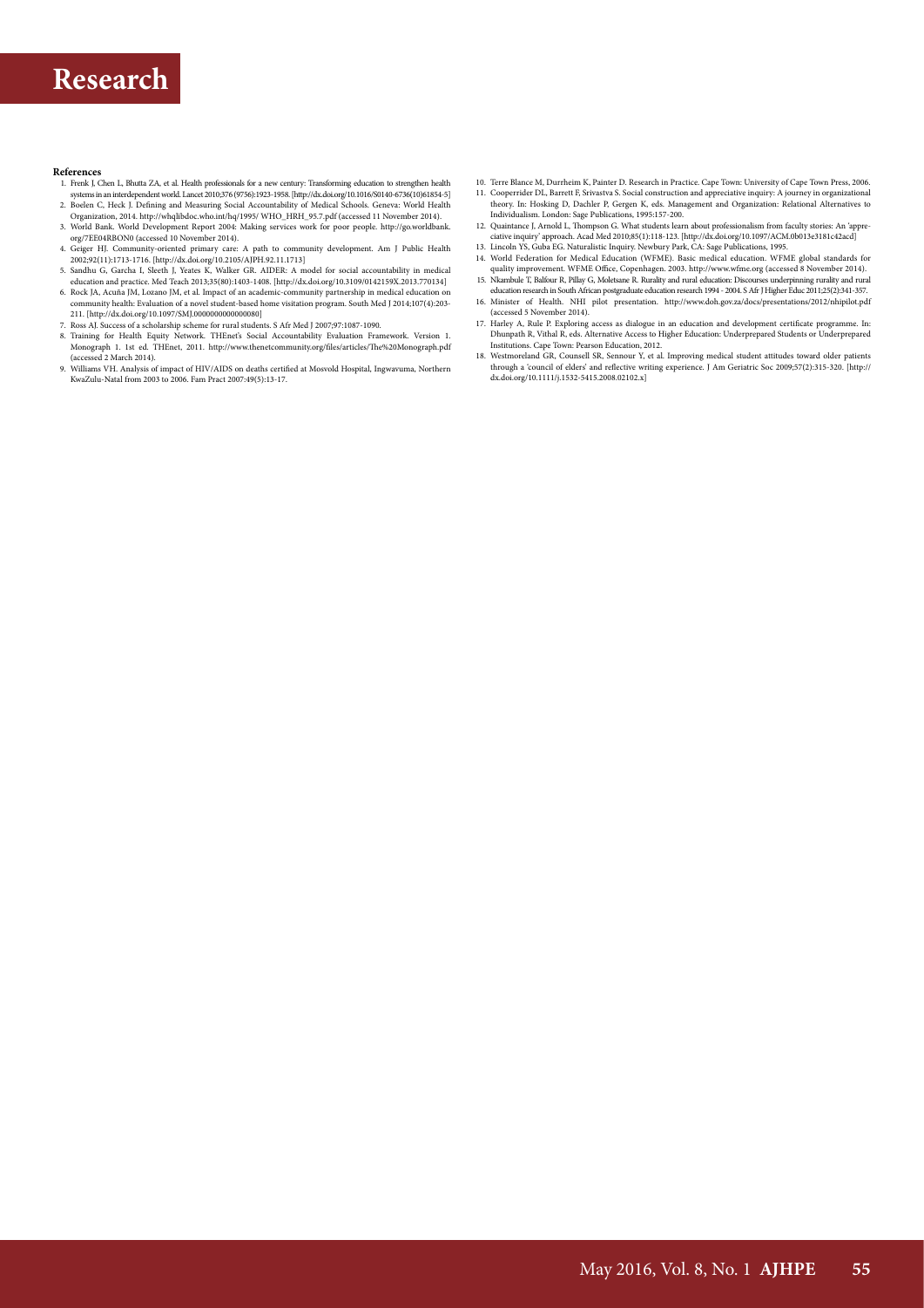**References**

1. Frenk J, Chen L, Bhutta ZA, et al. Health professionals for a new century: Transforming education to strengthen health systems in an interdependent world. Lancet 2010;376(9756):1923-1958. [http://dx.doi.org/10.1016/S0140-6736(10)61854-5]
2. Boelen C, Heck J. Defining and Measuring Social Accountability of Medical Schools. Geneva: World Health Organization, 2014. http://whqlibdoc.who.int/hq/1995/ WHO_HRH_95.7.pdf (accessed 11 November 2014).
3. World Bank. World Development Report 2004: Making services work for poor people. http://go.worldbank.org/7EE04RBON0 (accessed 10 November 2014).
4. Geiger HJ. Community-oriented primary care: A path to community development. Am J Public Health 2002;92(11):1713-1716. [http://dx.doi.org/10.2105/AJPH.92.11.1713]
5. Sandhu G, Garcha I, Sleeth J, Yeates K, Walker GR. AIDER: A model for social accountability in medical education and practice. Med Teach 2013;35(80):1403-1408. [http://dx.doi.org/10.3109/0142159X.2013.770134]
6. Rock JA, Acuña JM, Lozano JM, et al. Impact of an academic-community partnership in medical education on community health: Evaluation of a novel student-based home visitation program. South Med J 2014;107(4):203-211. [http://dx.doi.org/10.1097/SMJ.0000000000000080]
7. Ross AJ. Success of a scholarship scheme for rural students. S Afr Med J 2007;97:1087-1090.
8. Training for Health Equity Network. THEnet's Social Accountability Evaluation Framework. Version 1. Monograph 1. 1st ed. THEnet, 2011. http://www.thenetcommunity.org/files/articles/The%20Monograph.pdf (accessed 2 March 2014).
9. Williams VH. Analysis of impact of HIV/AIDS on deaths certified at Mosvold Hospital, Ingwavuma, Northern KwaZulu-Natal from 2003 to 2006. Fam Pract 2007;49(5):13-17.
10. Terre Blance M, Durrheim K, Painter D. Research in Practice. Cape Town: University of Cape Town Press, 2006.
11. Cooperrider DL, Barrett F, Srivastva S. Social construction and appreciative inquiry: A journey in organizational theory. In: Hosking D, Dachler P, Gergen K, eds. Management and Organization: Relational Alternatives to Individualism. London: Sage Publications, 1995:157-200.
12. Quaintance J, Arnold L, Thompson G. What students learn about professionalism from faculty stories: An 'appreciative inquiry' approach. Acad Med 2010;85(1):118-123. [http://dx.doi.org/10.1097/ACM.0b013e3181c42acd]
13. Lincoln YS, Guba EG. Naturalistic Inquiry. Newbury Park, CA: Sage Publications, 1995.
14. World Federation for Medical Education (WFME). Basic medical education. WFME global standards for quality improvement. WFME Office, Copenhagen. 2003. http://www.wfme.org (accessed 8 November 2014).
15. Nkambule T, Balfour R, Pillay G, Moletsane R. Rurality and rural education: Discourses underpinning rurality and rural education research in South African postgraduate education research 1994 - 2004. S Afr J Higher Educ 2011;25(2):341-357.
16. Minister of Health. NHI pilot presentation. http://www.doh.gov.za/docs/presentations/2012/nhipilot.pdf (accessed 5 November 2014).
17. Harley A, Rule P. Exploring access as dialogue in an education and development certificate programme. In: Dhunpath R, Vithal R, eds. Alternative Access to Higher Education: Underprepared Students or Underprepared Institutions. Cape Town: Pearson Education, 2012.
18. Westmoreland GR, Counsell SR, Sennour Y, et al. Improving medical student attitudes toward older patients through a 'council of elders' and reflective writing experience. J Am Geriatric Soc 2009;57(2):315-320. [http://dx.doi.org/10.1111/j.1532-5415.2008.02102.x]